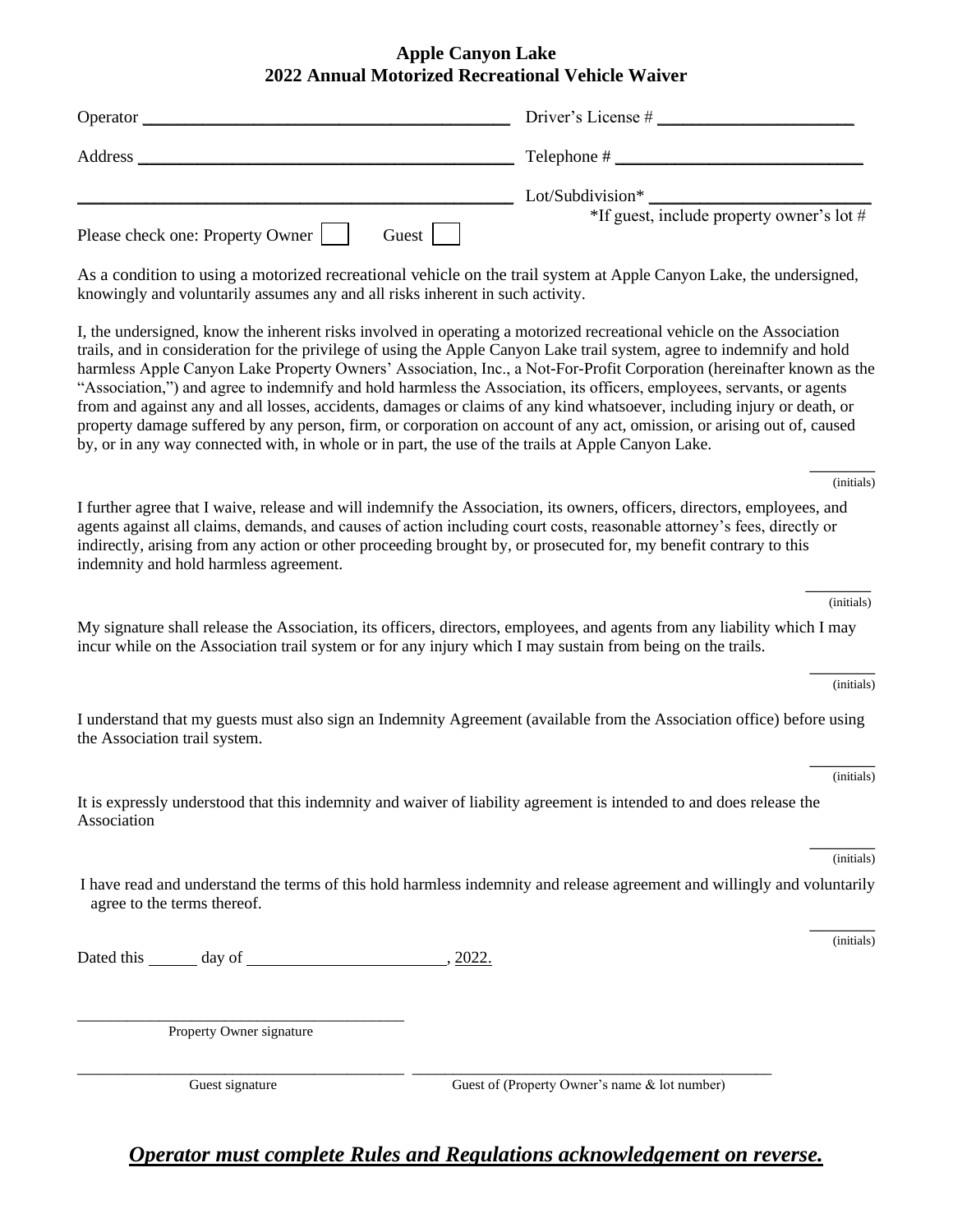**Apple Canyon Lake**
**2022 Annual Motorized Recreational Vehicle Waiver**

Operator ________________________________________ Driver's License # ______________________

Address ________________________________________ Telephone # ____________________________

________________________________________________ Lot/Subdivision* _________________________

*If guest, include property owner's lot #

Please check one: Property Owner ☐ Guest ☐

As a condition to using a motorized recreational vehicle on the trail system at Apple Canyon Lake, the undersigned, knowingly and voluntarily assumes any and all risks inherent in such activity.

I, the undersigned, know the inherent risks involved in operating a motorized recreational vehicle on the Association trails, and in consideration for the privilege of using the Apple Canyon Lake trail system, agree to indemnify and hold harmless Apple Canyon Lake Property Owners' Association, Inc., a Not-For-Profit Corporation (hereinafter known as the "Association,") and agree to indemnify and hold harmless the Association, its officers, employees, servants, or agents from and against any and all losses, accidents, damages or claims of any kind whatsoever, including injury or death, or property damage suffered by any person, firm, or corporation on account of any act, omission, or arising out of, caused by, or in any way connected with, in whole or in part, the use of the trails at Apple Canyon Lake.

________ (initials)

I further agree that I waive, release and will indemnify the Association, its owners, officers, directors, employees, and agents against all claims, demands, and causes of action including court costs, reasonable attorney's fees, directly or indirectly, arising from any action or other proceeding brought by, or prosecuted for, my benefit contrary to this indemnity and hold harmless agreement.

________ (initials)

My signature shall release the Association, its officers, directors, employees, and agents from any liability which I may incur while on the Association trail system or for any injury which I may sustain from being on the trails.

________ (initials)

I understand that my guests must also sign an Indemnity Agreement (available from the Association office) before using the Association trail system.

________ (initials)

It is expressly understood that this indemnity and waiver of liability agreement is intended to and does release the Association

________ (initials)

I have read and understand the terms of this hold harmless indemnity and release agreement and willingly and voluntarily agree to the terms thereof.

________ (initials)

Dated this ______ day of ________________________, 2022.

__________________________________________
Property Owner signature

__________________________________________ __________________________________________
Guest signature Guest of (Property Owner's name & lot number)

***Operator must complete Rules and Regulations acknowledgement on reverse.***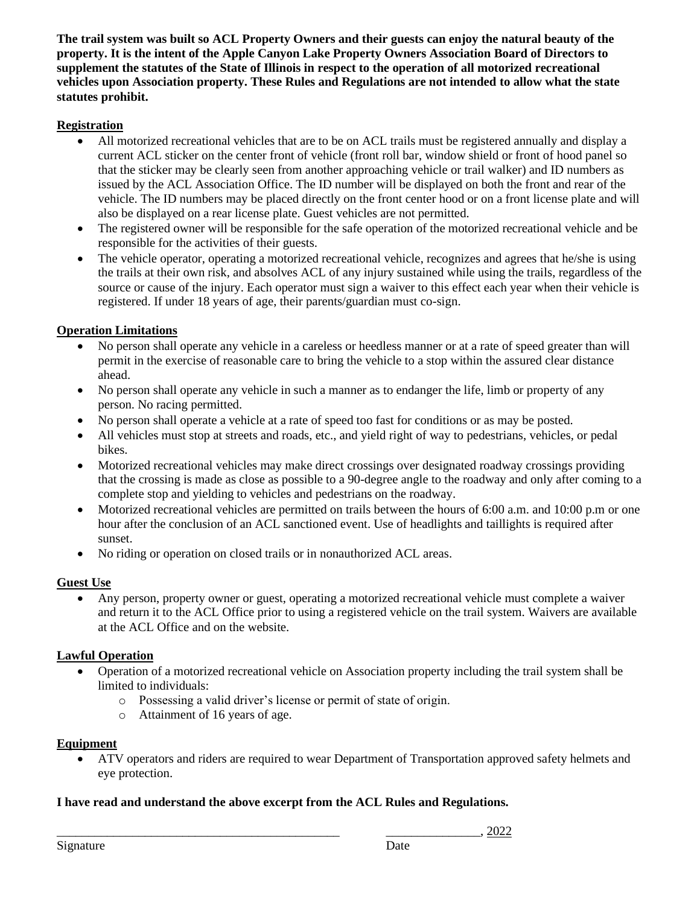**The trail system was built so ACL Property Owners and their guests can enjoy the natural beauty of the property. It is the intent of the Apple Canyon Lake Property Owners Association Board of Directors to supplement the statutes of the State of Illinois in respect to the operation of all motorized recreational vehicles upon Association property. These Rules and Regulations are not intended to allow what the state statutes prohibit.**

## Registration

- All motorized recreational vehicles that are to be on ACL trails must be registered annually and display a current ACL sticker on the center front of vehicle (front roll bar, window shield or front of hood panel so that the sticker may be clearly seen from another approaching vehicle or trail walker) and ID numbers as issued by the ACL Association Office. The ID number will be displayed on both the front and rear of the vehicle. The ID numbers may be placed directly on the front center hood or on a front license plate and will also be displayed on a rear license plate. Guest vehicles are not permitted.
- The registered owner will be responsible for the safe operation of the motorized recreational vehicle and be responsible for the activities of their guests.
- The vehicle operator, operating a motorized recreational vehicle, recognizes and agrees that he/she is using the trails at their own risk, and absolves ACL of any injury sustained while using the trails, regardless of the source or cause of the injury. Each operator must sign a waiver to this effect each year when their vehicle is registered. If under 18 years of age, their parents/guardian must co-sign.

## Operation Limitations

- No person shall operate any vehicle in a careless or heedless manner or at a rate of speed greater than will permit in the exercise of reasonable care to bring the vehicle to a stop within the assured clear distance ahead.
- No person shall operate any vehicle in such a manner as to endanger the life, limb or property of any person. No racing permitted.
- No person shall operate a vehicle at a rate of speed too fast for conditions or as may be posted.
- All vehicles must stop at streets and roads, etc., and yield right of way to pedestrians, vehicles, or pedal bikes.
- Motorized recreational vehicles may make direct crossings over designated roadway crossings providing that the crossing is made as close as possible to a 90-degree angle to the roadway and only after coming to a complete stop and yielding to vehicles and pedestrians on the roadway.
- Motorized recreational vehicles are permitted on trails between the hours of 6:00 a.m. and 10:00 p.m or one hour after the conclusion of an ACL sanctioned event. Use of headlights and taillights is required after sunset.
- No riding or operation on closed trails or in nonauthorized ACL areas.

## Guest Use

- Any person, property owner or guest, operating a motorized recreational vehicle must complete a waiver and return it to the ACL Office prior to using a registered vehicle on the trail system. Waivers are available at the ACL Office and on the website.

## Lawful Operation

- Operation of a motorized recreational vehicle on Association property including the trail system shall be limited to individuals:
  - Possessing a valid driver's license or permit of state of origin.
  - Attainment of 16 years of age.

## Equipment

- ATV operators and riders are required to wear Department of Transportation approved safety helmets and eye protection.

**I have read and understand the above excerpt from the ACL Rules and Regulations.**

_____________________________________________ _______________, 2022

Signature Date